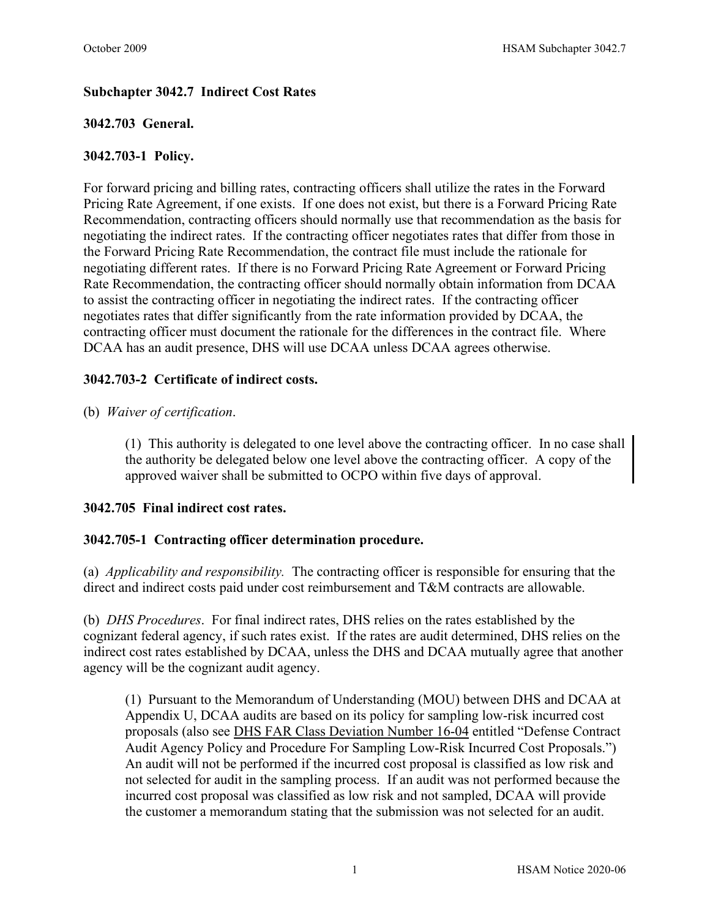## Subchapter 3042.7 Indirect Cost Rates

### 3042.703 General.

### 3042.703-1 Policy.

For forward pricing and billing rates, contracting officers shall utilize the rates in the Forward Pricing Rate Agreement, if one exists. If one does not exist, but there is a Forward Pricing Rate Recommendation, contracting officers should normally use that recommendation as the basis for negotiating the indirect rates. If the contracting officer negotiates rates that differ from those in the Forward Pricing Rate Recommendation, the contract file must include the rationale for negotiating different rates. If there is no Forward Pricing Rate Agreement or Forward Pricing Rate Recommendation, the contracting officer should normally obtain information from DCAA to assist the contracting officer in negotiating the indirect rates. If the contracting officer negotiates rates that differ significantly from the rate information provided by DCAA, the contracting officer must document the rationale for the differences in the contract file. Where DCAA has an audit presence, DHS will use DCAA unless DCAA agrees otherwise.

### 3042.703-2 Certificate of indirect costs.

(b) *Waiver of certification*.

(1) This authority is delegated to one level above the contracting officer. In no case shall the authority be delegated below one level above the contracting officer. A copy of the approved waiver shall be submitted to OCPO within five days of approval.

### 3042.705 Final indirect cost rates.

### 3042.705-1 Contracting officer determination procedure.

(a) *Applicability and responsibility.* The contracting officer is responsible for ensuring that the direct and indirect costs paid under cost reimbursement and T&M contracts are allowable.

(b) *DHS Procedures*. For final indirect rates, DHS relies on the rates established by the cognizant federal agency, if such rates exist. If the rates are audit determined, DHS relies on the indirect cost rates established by DCAA, unless the DHS and DCAA mutually agree that another agency will be the cognizant audit agency.

(1) Pursuant to the Memorandum of Understanding (MOU) between DHS and DCAA at Appendix U, DCAA audits are based on its policy for sampling low-risk incurred cost proposals (also see DHS FAR Class Deviation Number 16-04 entitled "Defense Contract Audit Agency Policy and Procedure For Sampling Low-Risk Incurred Cost Proposals.") An audit will not be performed if the incurred cost proposal is classified as low risk and not selected for audit in the sampling process. If an audit was not performed because the incurred cost proposal was classified as low risk and not sampled, DCAA will provide the customer a memorandum stating that the submission was not selected for an audit.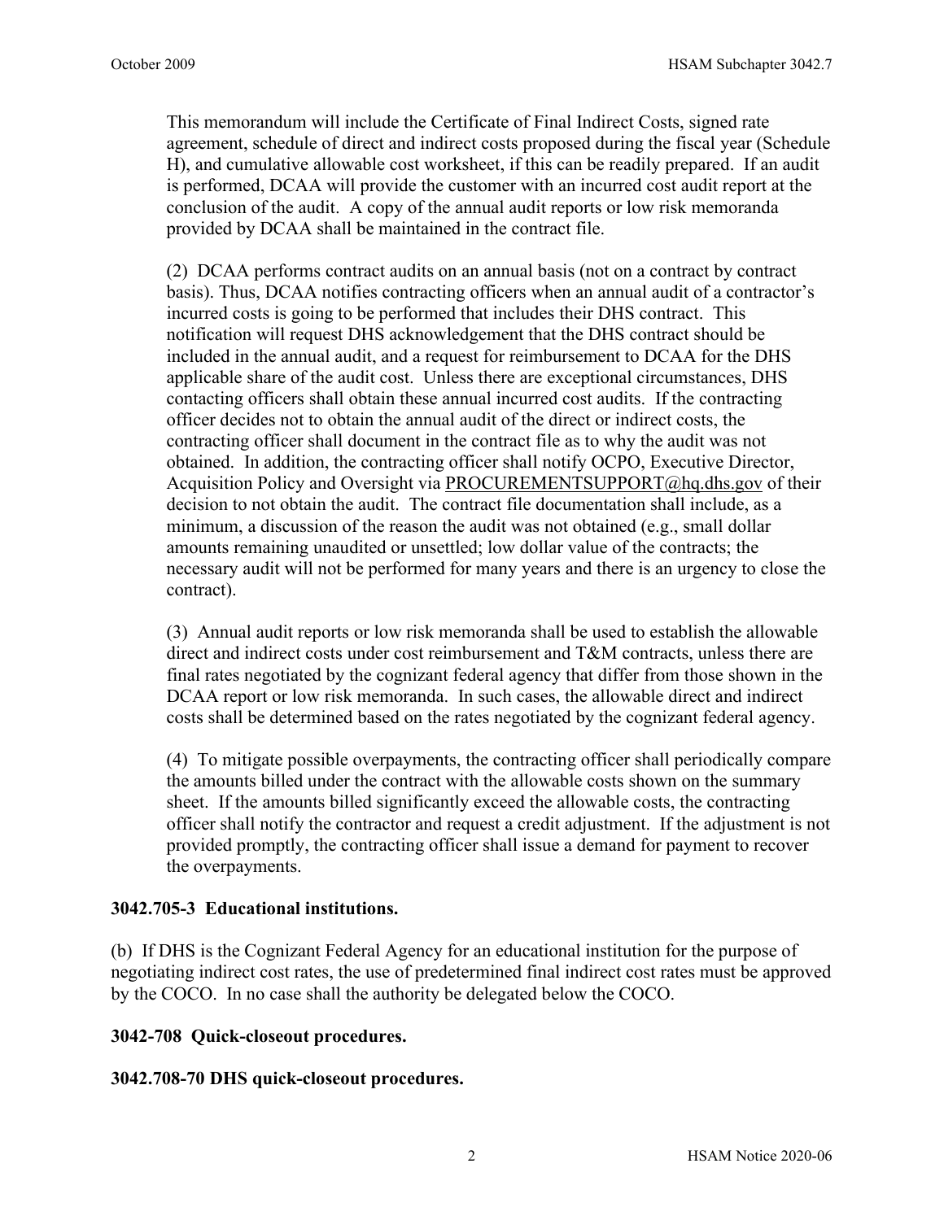This memorandum will include the Certificate of Final Indirect Costs, signed rate agreement, schedule of direct and indirect costs proposed during the fiscal year (Schedule H), and cumulative allowable cost worksheet, if this can be readily prepared. If an audit is performed, DCAA will provide the customer with an incurred cost audit report at the conclusion of the audit. A copy of the annual audit reports or low risk memoranda provided by DCAA shall be maintained in the contract file.

(2) DCAA performs contract audits on an annual basis (not on a contract by contract basis). Thus, DCAA notifies contracting officers when an annual audit of a contractor's incurred costs is going to be performed that includes their DHS contract. This notification will request DHS acknowledgement that the DHS contract should be included in the annual audit, and a request for reimbursement to DCAA for the DHS applicable share of the audit cost. Unless there are exceptional circumstances, DHS contacting officers shall obtain these annual incurred cost audits. If the contracting officer decides not to obtain the annual audit of the direct or indirect costs, the contracting officer shall document in the contract file as to why the audit was not obtained. In addition, the contracting officer shall notify OCPO, Executive Director, Acquisition Policy and Oversight via PROCUREMENTSUPPORT@hq.dhs.gov of their decision to not obtain the audit. The contract file documentation shall include, as a minimum, a discussion of the reason the audit was not obtained (e.g., small dollar amounts remaining unaudited or unsettled; low dollar value of the contracts; the necessary audit will not be performed for many years and there is an urgency to close the contract).

(3) Annual audit reports or low risk memoranda shall be used to establish the allowable direct and indirect costs under cost reimbursement and T&M contracts, unless there are final rates negotiated by the cognizant federal agency that differ from those shown in the DCAA report or low risk memoranda. In such cases, the allowable direct and indirect costs shall be determined based on the rates negotiated by the cognizant federal agency.

(4) To mitigate possible overpayments, the contracting officer shall periodically compare the amounts billed under the contract with the allowable costs shown on the summary sheet. If the amounts billed significantly exceed the allowable costs, the contracting officer shall notify the contractor and request a credit adjustment. If the adjustment is not provided promptly, the contracting officer shall issue a demand for payment to recover the overpayments.

**3042.705-3 Educational institutions.**

(b) If DHS is the Cognizant Federal Agency for an educational institution for the purpose of negotiating indirect cost rates, the use of predetermined final indirect cost rates must be approved by the COCO. In no case shall the authority be delegated below the COCO.

**3042-708 Quick-closeout procedures.**

**3042.708-70 DHS quick-closeout procedures.**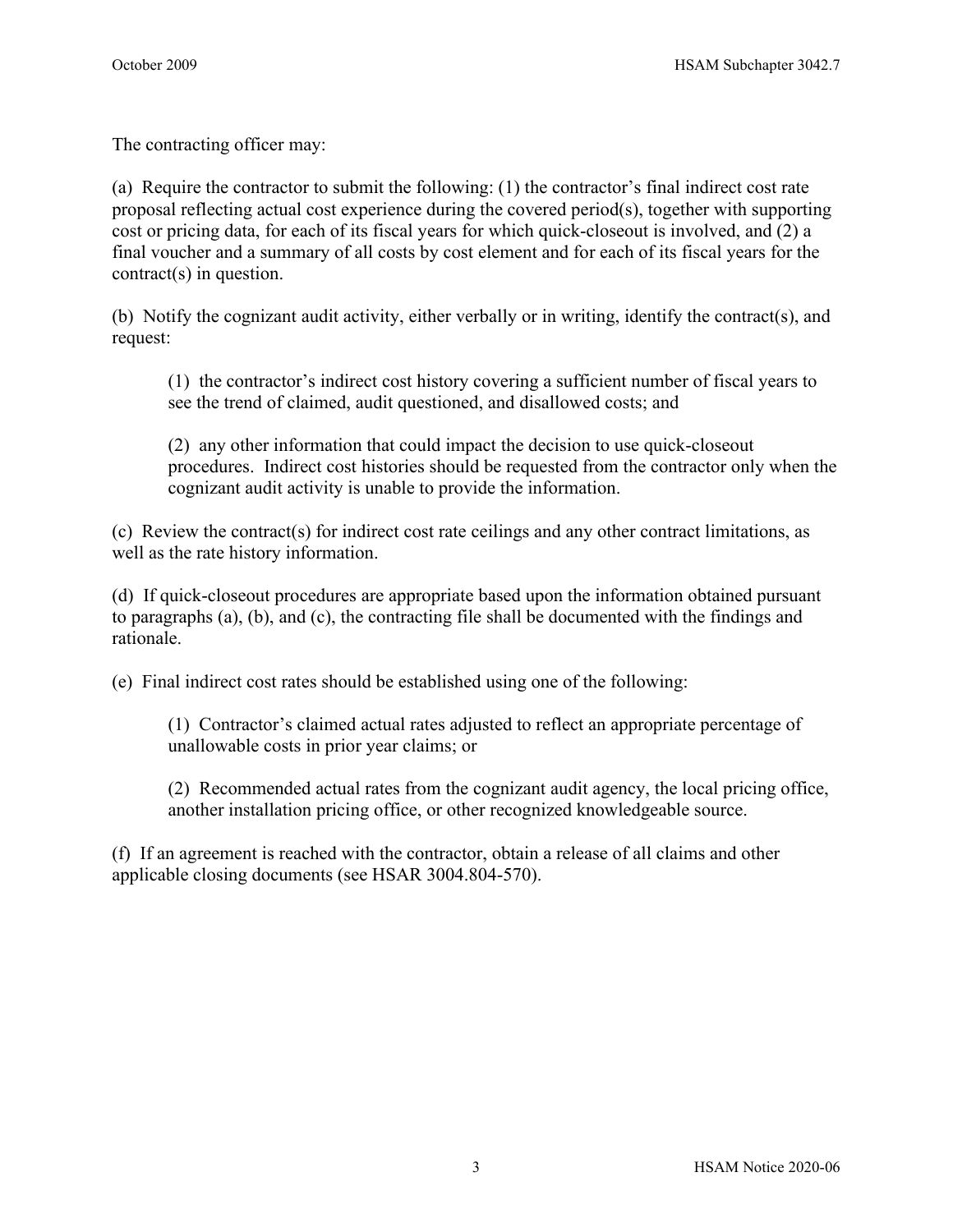The contracting officer may:

(a) Require the contractor to submit the following: (1) the contractor's final indirect cost rate proposal reflecting actual cost experience during the covered period(s), together with supporting cost or pricing data, for each of its fiscal years for which quick-closeout is involved, and (2) a final voucher and a summary of all costs by cost element and for each of its fiscal years for the contract(s) in question.

(b) Notify the cognizant audit activity, either verbally or in writing, identify the contract(s), and request:

> (1) the contractor's indirect cost history covering a sufficient number of fiscal years to see the trend of claimed, audit questioned, and disallowed costs; and
>
> (2) any other information that could impact the decision to use quick-closeout procedures. Indirect cost histories should be requested from the contractor only when the cognizant audit activity is unable to provide the information.

(c) Review the contract(s) for indirect cost rate ceilings and any other contract limitations, as well as the rate history information.

(d) If quick-closeout procedures are appropriate based upon the information obtained pursuant to paragraphs (a), (b), and (c), the contracting file shall be documented with the findings and rationale.

(e) Final indirect cost rates should be established using one of the following:

> (1) Contractor's claimed actual rates adjusted to reflect an appropriate percentage of unallowable costs in prior year claims; or
>
> (2) Recommended actual rates from the cognizant audit agency, the local pricing office, another installation pricing office, or other recognized knowledgeable source.

(f) If an agreement is reached with the contractor, obtain a release of all claims and other applicable closing documents (see HSAR 3004.804-570).